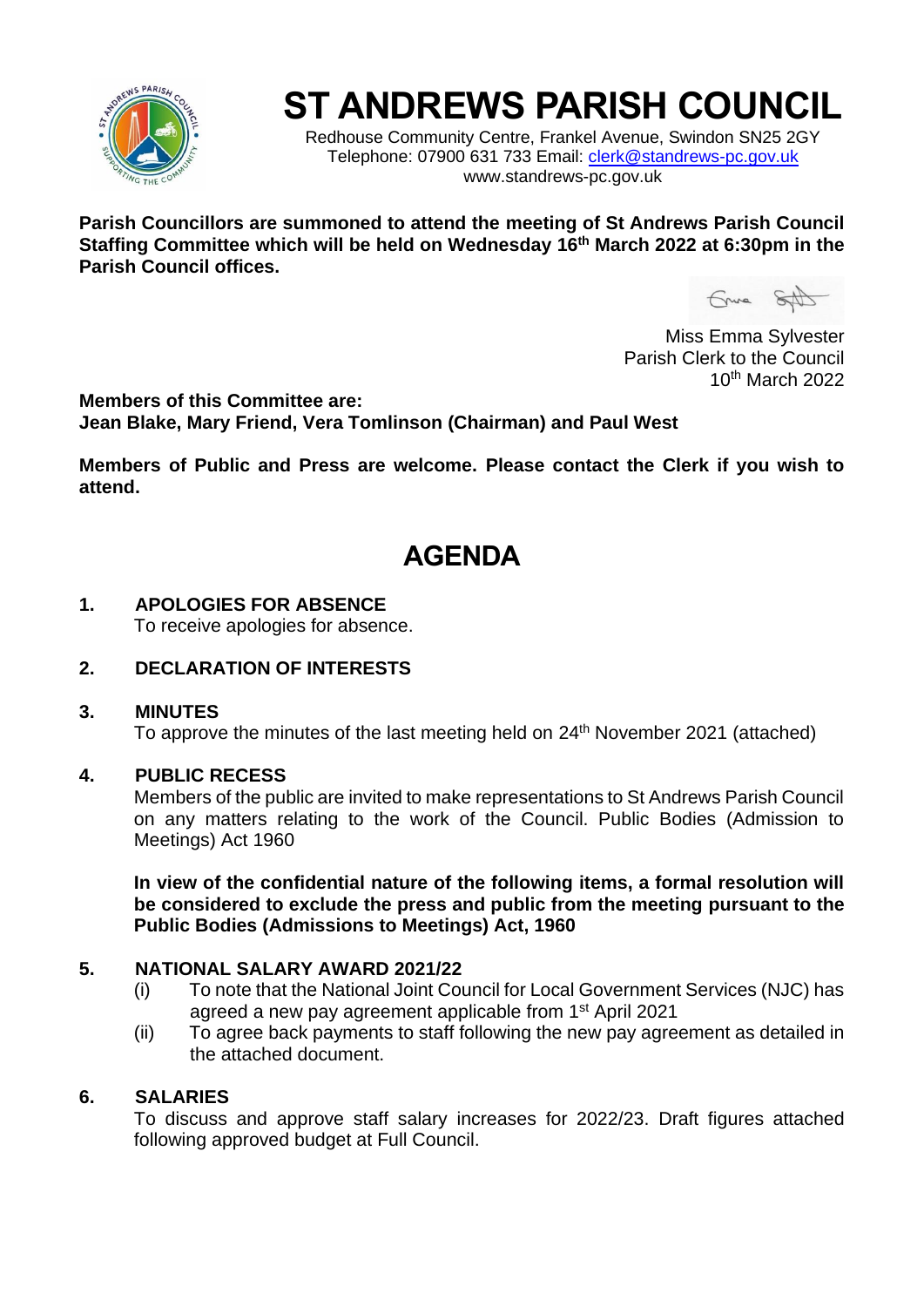# ST ANDREWS PARISH COUNCIL

Redhouse Community Centre, Frankel Avenue, Swindon SN25 2GY
Telephone: 07900 631 733 Email: clerk@standrews-pc.gov.uk
www.standrews-pc.gov.uk

**Parish Councillors are summoned to attend the meeting of St Andrews Parish Council Staffing Committee which will be held on Wednesday 16th March 2022 at 6:30pm in the Parish Council offices.**

Miss Emma Sylvester
Parish Clerk to the Council
10th March 2022

**Members of this Committee are:**
**Jean Blake, Mary Friend, Vera Tomlinson (Chairman) and Paul West**

**Members of Public and Press are welcome. Please contact the Clerk if you wish to attend.**

## AGENDA

**1. APOLOGIES FOR ABSENCE**
To receive apologies for absence.

**2. DECLARATION OF INTERESTS**

**3. MINUTES**
To approve the minutes of the last meeting held on 24th November 2021 (attached)

**4. PUBLIC RECESS**
Members of the public are invited to make representations to St Andrews Parish Council on any matters relating to the work of the Council. Public Bodies (Admission to Meetings) Act 1960

**In view of the confidential nature of the following items, a formal resolution will be considered to exclude the press and public from the meeting pursuant to the Public Bodies (Admissions to Meetings) Act, 1960**

**5. NATIONAL SALARY AWARD 2021/22**
- (i) To note that the National Joint Council for Local Government Services (NJC) has agreed a new pay agreement applicable from 1st April 2021
- (ii) To agree back payments to staff following the new pay agreement as detailed in the attached document.

**6. SALARIES**
To discuss and approve staff salary increases for 2022/23. Draft figures attached following approved budget at Full Council.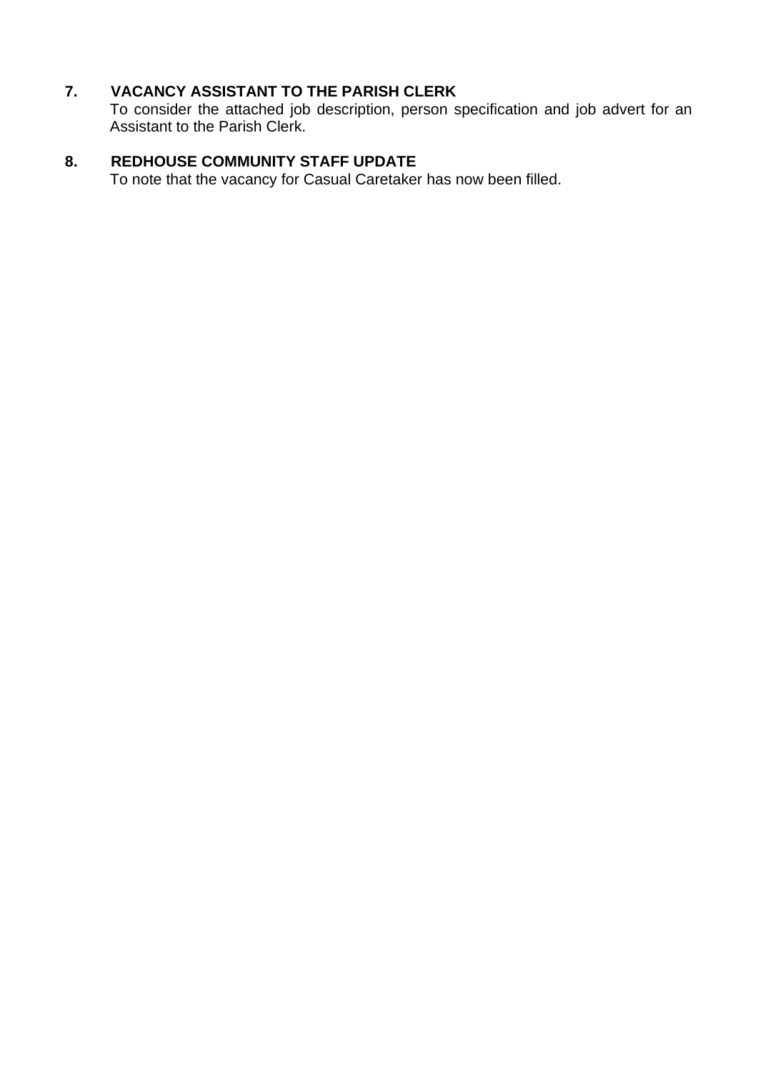**7. VACANCY ASSISTANT TO THE PARISH CLERK**

To consider the attached job description, person specification and job advert for an Assistant to the Parish Clerk.

**8. REDHOUSE COMMUNITY STAFF UPDATE**

To note that the vacancy for Casual Caretaker has now been filled.